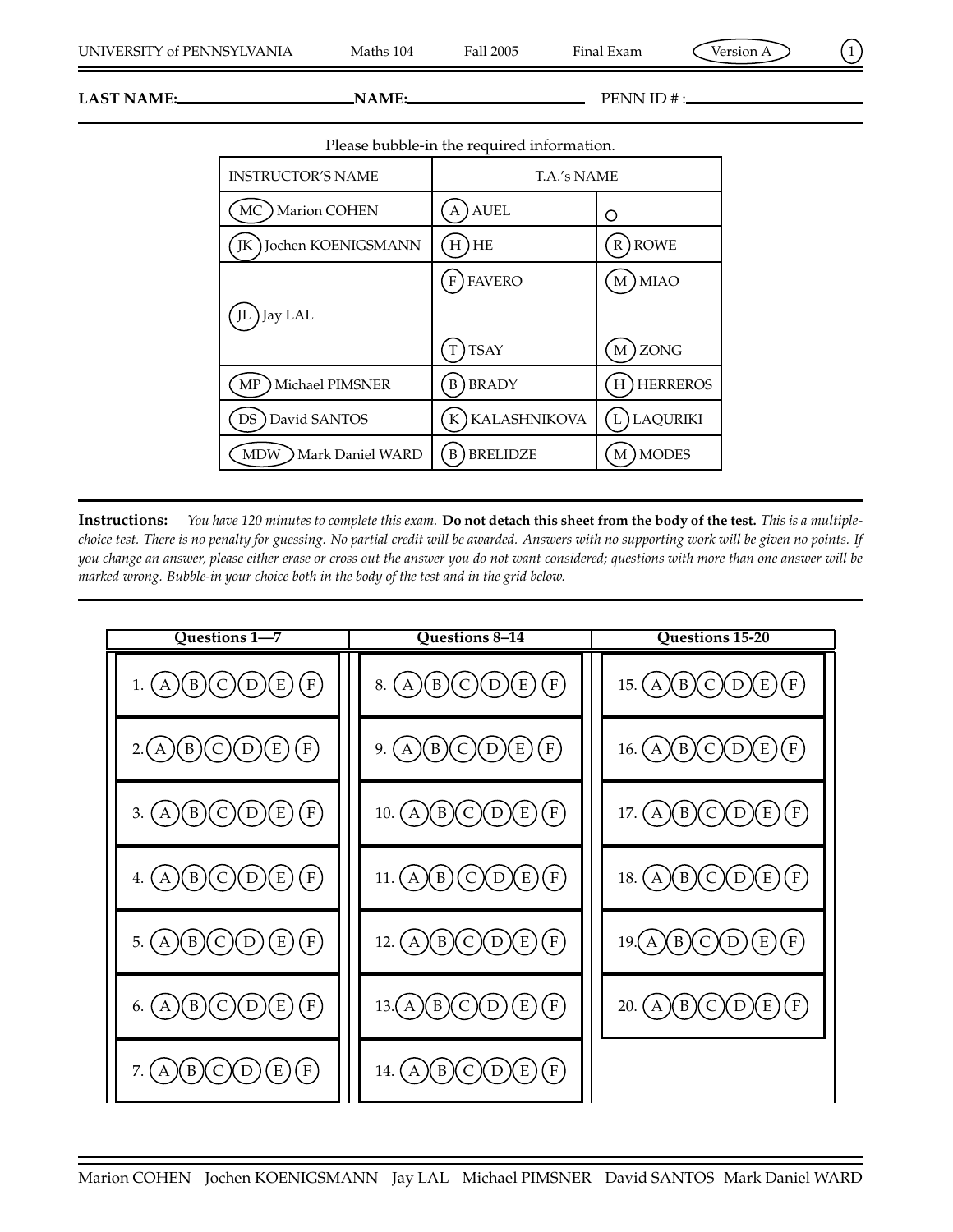UNIVERSITY of PENNSYLVANIA Maths 104 Fall 2005 Final Exam Version A

**LAST NAME:** \_\_\_\_\_\_\_\_\_\_\_\_\_\_\_\_\_\_\_\_ **NAME:** \_\_\_\_\_\_\_\_\_\_\_\_\_\_\_\_\_\_\_\_ PENN ID # : \_\_\_\_\_\_\_\_\_\_\_\_\_\_\_\_\_\_\_\_

Please bubble-in the required information.

| INSTRUCTOR'S NAME | T.A.'s NAME | |
|---|---|---|
| (MC) Marion COHEN | (A) AUEL | ○ |
| (JK) Jochen KOENIGSMANN | (H) HE | (R) ROWE |
| (JL) Jay LAL | (F) FAVERO | (M) MIAO |
| | (T) TSAY | (M) ZONG |
| (MP) Michael PIMSNER | (B) BRADY | (H) HERREROS |
| (DS) David SANTOS | (K) KALASHNIKOVA | (L) LAQURIKI |
| (MDW) Mark Daniel WARD | (B) BRELIDZE | (M) MODES |

**Instructions:** *You have 120 minutes to complete this exam.* **Do not detach this sheet from the body of the test.** *This is a multiple-choice test. There is no penalty for guessing. No partial credit will be awarded. Answers with no supporting work will be given no points. If you change an answer, please either erase or cross out the answer you do not want considered; questions with more than one answer will be marked wrong. Bubble-in your choice both in the body of the test and in the grid below.*

| Questions 1—7 | Questions 8–14 | Questions 15-20 |
|---|---|---|
| 1. (A)(B)(C)(D)(E)(F) | 8. (A)(B)(C)(D)(E)(F) | 15. (A)(B)(C)(D)(E)(F) |
| 2. (A)(B)(C)(D)(E)(F) | 9. (A)(B)(C)(D)(E)(F) | 16. (A)(B)(C)(D)(E)(F) |
| 3. (A)(B)(C)(D)(E)(F) | 10. (A)(B)(C)(D)(E)(F) | 17. (A)(B)(C)(D)(E)(F) |
| 4. (A)(B)(C)(D)(E)(F) | 11. (A)(B)(C)(D)(E)(F) | 18. (A)(B)(C)(D)(E)(F) |
| 5. (A)(B)(C)(D)(E)(F) | 12. (A)(B)(C)(D)(E)(F) | 19. (A)(B)(C)(D)(E)(F) |
| 6. (A)(B)(C)(D)(E)(F) | 13. (A)(B)(C)(D)(E)(F) | 20. (A)(B)(C)(D)(E)(F) |
| 7. (A)(B)(C)(D)(E)(F) | 14. (A)(B)(C)(D)(E)(F) | |

Marion COHEN Jochen KOENIGSMANN Jay LAL Michael PIMSNER David SANTOS Mark Daniel WARD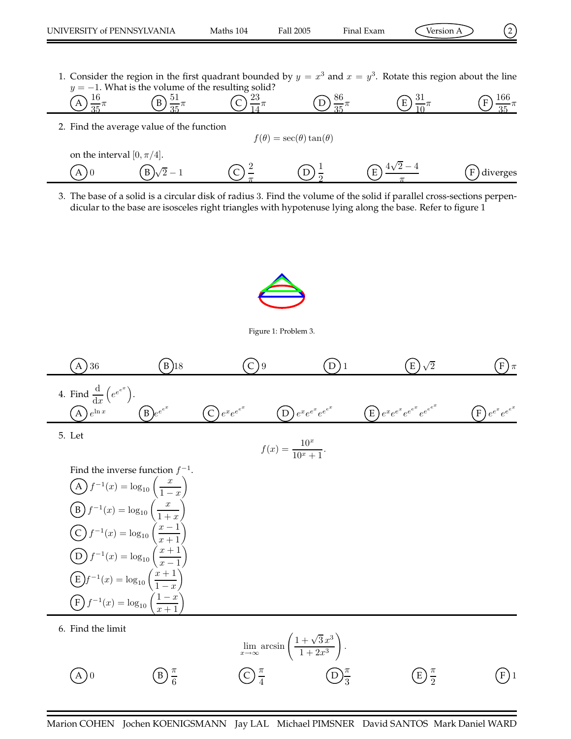1. Consider the region in the first quadrant bounded by $y = x^3$ and $x = y^3$. Rotate this region about the line $y = -1$. What is the volume of the resulting solid?

   (A) $\frac{16}{35}\pi$ (B) $\frac{51}{35}\pi$ (C) $\frac{23}{14}\pi$ (D) $\frac{86}{35}\pi$ (E) $\frac{31}{10}\pi$ (F) $\frac{166}{35}\pi$

2. Find the average value of the function

$$f(\theta) = \sec(\theta)\tan(\theta)$$

   on the interval $[0, \pi/4]$.

   (A) 0 (B) $\sqrt{2} - 1$ (C) $\frac{2}{\pi}$ (D) $\frac{1}{2}$ (E) $\frac{4\sqrt{2} - 4}{\pi}$ (F) diverges

3. The base of a solid is a circular disk of radius 3. Find the volume of the solid if parallel cross-sections perpendicular to the base are isosceles right triangles with hypotenuse lying along the base. Refer to figure 1

Figure 1: Problem 3.

   (A) 36 (B) 18 (C) 9 (D) 1 (E) $\sqrt{2}$ (F) $\pi$

4. Find $\frac{\mathrm{d}}{\mathrm{d}x}\left(e^{e^{e^x}}\right)$.

   (A) $e^{\ln x}$ (B) $e^{e^{e^x}}$ (C) $e^x e^{e^{e^x}}$ (D) $e^x e^{e^x} e^{e^{e^x}}$ (E) $e^x e^{e^x} e^{e^{e^x}} e^{e^{e^{e^x}}}$ (F) $e^{e^x} e^{e^{e^x}}$

5. Let

$$f(x) = \frac{10^x}{10^x + 1}.$$

   Find the inverse function $f^{-1}$.

   (A) $f^{-1}(x) = \log_{10}\left(\frac{x}{1-x}\right)$

   (B) $f^{-1}(x) = \log_{10}\left(\frac{x}{1+x}\right)$

   (C) $f^{-1}(x) = \log_{10}\left(\frac{x-1}{x+1}\right)$

   (D) $f^{-1}(x) = \log_{10}\left(\frac{x+1}{x-1}\right)$

   (E) $f^{-1}(x) = \log_{10}\left(\frac{x+1}{1-x}\right)$

   (F) $f^{-1}(x) = \log_{10}\left(\frac{1-x}{x+1}\right)$

6. Find the limit

$$\lim_{x\to\infty} \arcsin\left(\frac{1+\sqrt{3}\,x^3}{1+2x^3}\right).$$

   (A) 0 (B) $\frac{\pi}{6}$ (C) $\frac{\pi}{4}$ (D) $\frac{\pi}{3}$ (E) $\frac{\pi}{2}$ (F) 1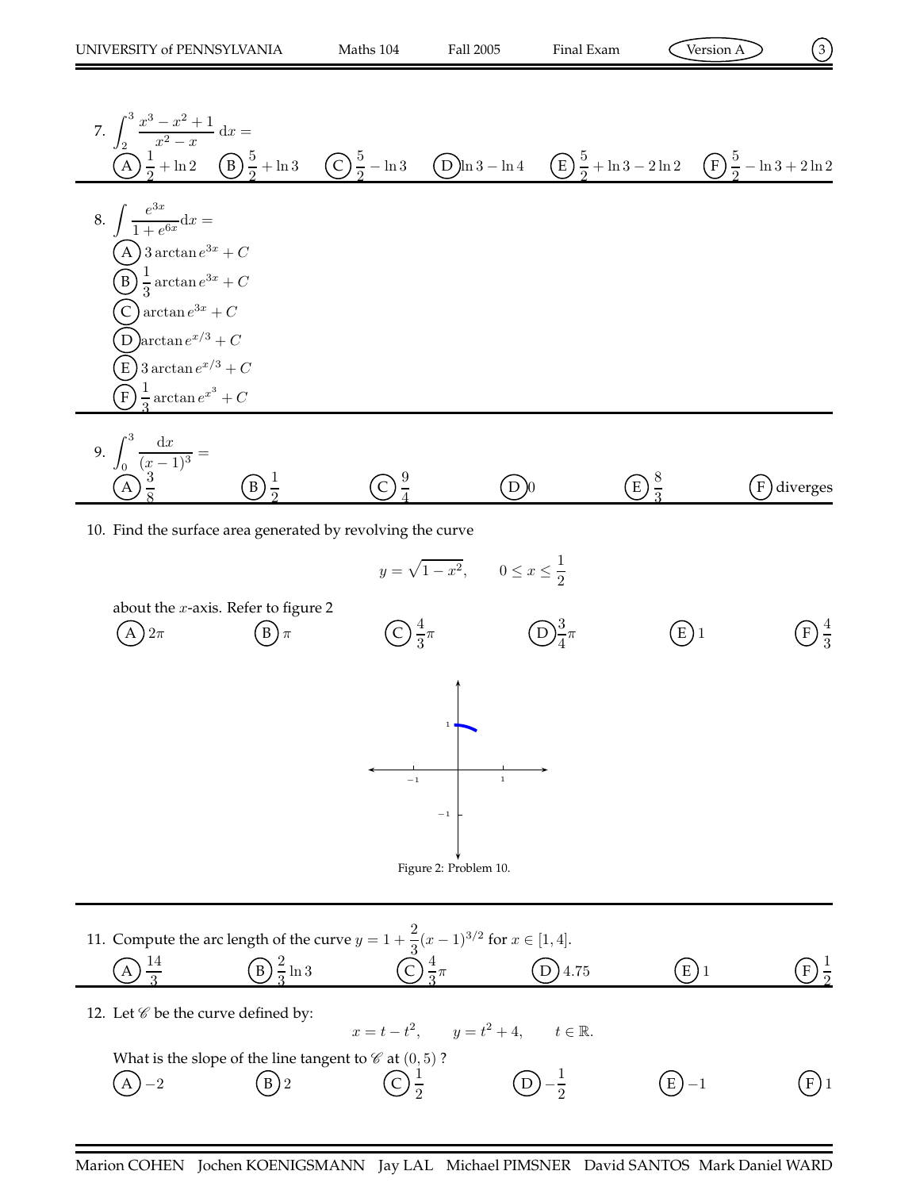7. $\displaystyle\int_2^3 \frac{x^3 - x^2 + 1}{x^2 - x}\,\mathrm{d}x =$

(A) $\frac{1}{2} + \ln 2$ (B) $\frac{5}{2} + \ln 3$ (C) $\frac{5}{2} - \ln 3$ (D) $\ln 3 - \ln 4$ (E) $\frac{5}{2} + \ln 3 - 2\ln 2$ (F) $\frac{5}{2} - \ln 3 + 2\ln 2$

---

8. $\displaystyle\int \frac{e^{3x}}{1 + e^{6x}}\mathrm{d}x =$

(A) $3\arctan e^{3x} + C$

(B) $\frac{1}{3}\arctan e^{3x} + C$

(C) $\arctan e^{3x} + C$

(D) $\arctan e^{x/3} + C$

(E) $3\arctan e^{x/3} + C$

(F) $\frac{1}{3}\arctan e^{x^3} + C$

---

9. $\displaystyle\int_0^3 \frac{\mathrm{d}x}{(x-1)^3} =$

(A) $\frac{3}{8}$ (B) $\frac{1}{2}$ (C) $\frac{9}{4}$ (D) $0$ (E) $\frac{8}{3}$ (F) diverges

---

10. Find the surface area generated by revolving the curve

$$y = \sqrt{1 - x^2}, \qquad 0 \le x \le \frac{1}{2}$$

about the $x$-axis. Refer to figure 2

(A) $2\pi$ (B) $\pi$ (C) $\frac{4}{3}\pi$ (D) $\frac{3}{4}\pi$ (E) $1$ (F) $\frac{4}{3}$

Figure 2: Problem 10.

---

11. Compute the arc length of the curve $y = 1 + \frac{2}{3}(x-1)^{3/2}$ for $x \in [1, 4]$.

(A) $\frac{14}{3}$ (B) $\frac{2}{3}\ln 3$ (C) $\frac{4}{3}\pi$ (D) $4.75$ (E) $1$ (F) $\frac{1}{2}$

---

12. Let $\mathscr{C}$ be the curve defined by:

$$x = t - t^2, \qquad y = t^2 + 4, \qquad t \in \mathbb{R}.$$

What is the slope of the line tangent to $\mathscr{C}$ at $(0, 5)$ ?

(A) $-2$ (B) $2$ (C) $\frac{1}{2}$ (D) $-\frac{1}{2}$ (E) $-1$ (F) $1$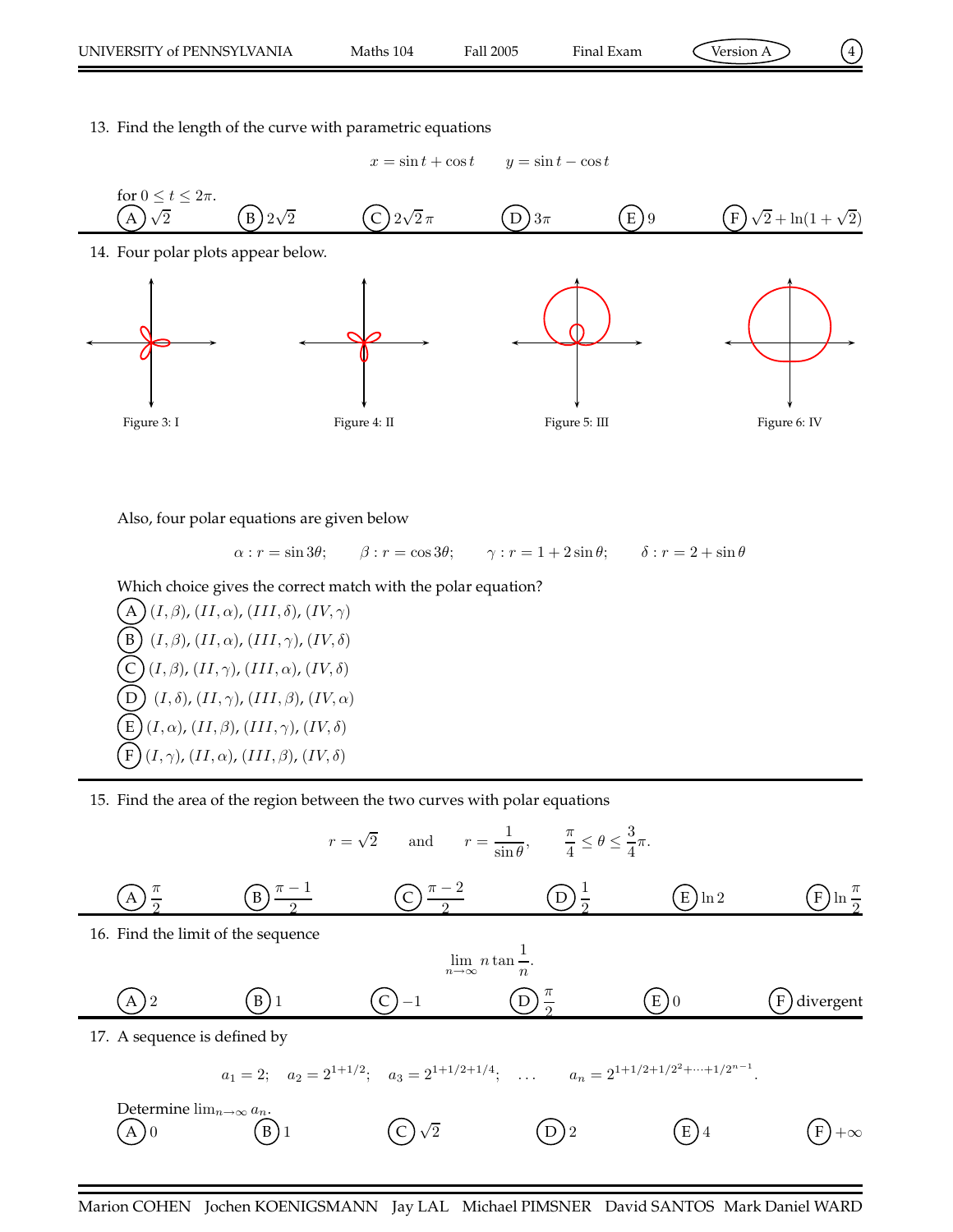13. Find the length of the curve with parametric equations

$$x = \sin t + \cos t \qquad y = \sin t - \cos t$$

for $0 \leq t \leq 2\pi$.

(A) $\sqrt{2}$ (B) $2\sqrt{2}$ (C) $2\sqrt{2}\,\pi$ (D) $3\pi$ (E) $9$ (F) $\sqrt{2} + \ln(1+\sqrt{2})$

14. Four polar plots appear below.

Figure 3: I

Figure 4: II

Figure 5: III

Figure 6: IV

Also, four polar equations are given below

$$\alpha : r = \sin 3\theta; \qquad \beta : r = \cos 3\theta; \qquad \gamma : r = 1 + 2\sin\theta; \qquad \delta : r = 2 + \sin\theta$$

Which choice gives the correct match with the polar equation?

(A) $(I, \beta)$, $(II, \alpha)$, $(III, \delta)$, $(IV, \gamma)$

(B) $(I, \beta)$, $(II, \alpha)$, $(III, \gamma)$, $(IV, \delta)$

(C) $(I, \beta)$, $(II, \gamma)$, $(III, \alpha)$, $(IV, \delta)$

(D) $(I, \delta)$, $(II, \gamma)$, $(III, \beta)$, $(IV, \alpha)$

(E) $(I, \alpha)$, $(II, \beta)$, $(III, \gamma)$, $(IV, \delta)$

(F) $(I, \gamma)$, $(II, \alpha)$, $(III, \beta)$, $(IV, \delta)$

15. Find the area of the region between the two curves with polar equations

$$r = \sqrt{2} \qquad \text{and} \qquad r = \frac{1}{\sin\theta}, \qquad \frac{\pi}{4} \leq \theta \leq \frac{3}{4}\pi.$$

(A) $\frac{\pi}{2}$ (B) $\frac{\pi - 1}{2}$ (C) $\frac{\pi - 2}{2}$ (D) $\frac{1}{2}$ (E) $\ln 2$ (F) $\ln \frac{\pi}{2}$

16. Find the limit of the sequence

$$\lim_{n\to\infty} n \tan \frac{1}{n}.$$

(A) $2$ (B) $1$ (C) $-1$ (D) $\frac{\pi}{2}$ (E) $0$ (F) divergent

17. A sequence is defined by

$$a_1 = 2; \quad a_2 = 2^{1+1/2}; \quad a_3 = 2^{1+1/2+1/4}; \quad \ldots \quad a_n = 2^{1+1/2+1/2^2+\cdots+1/2^{n-1}}.$$

Determine $\lim_{n\to\infty} a_n$.

(A) $0$ (B) $1$ (C) $\sqrt{2}$ (D) $2$ (E) $4$ (F) $+\infty$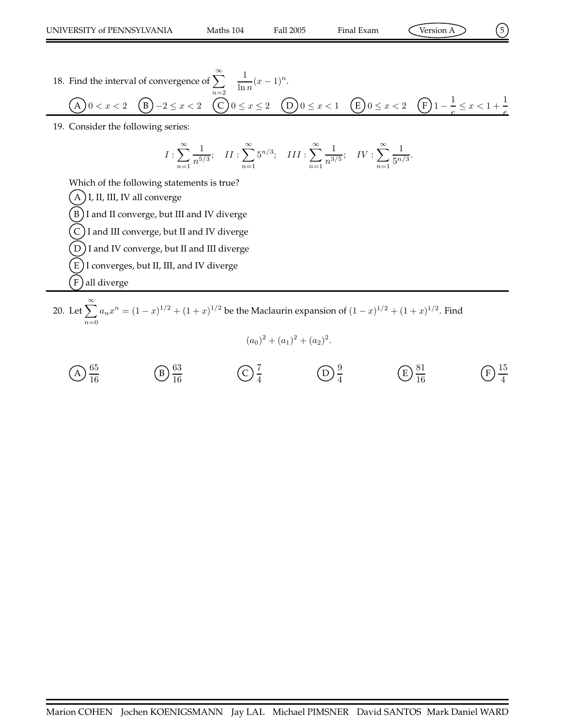18. Find the interval of convergence of $\sum_{n=2}^{\infty} \frac{1}{\ln n}(x-1)^n$.

(A) $0 < x < 2$ (B) $-2 \leq x < 2$ (C) $0 \leq x \leq 2$ (D) $0 \leq x < 1$ (E) $0 \leq x < 2$ (F) $1 - \frac{1}{e} \leq x < 1 + \frac{1}{e}$

---

19. Consider the following series:

$$I : \sum_{n=1}^{\infty} \frac{1}{n^{5/3}}; \quad II : \sum_{n=1}^{\infty} 5^{n/3}; \quad III : \sum_{n=1}^{\infty} \frac{1}{n^{3/5}}; \quad IV : \sum_{n=1}^{\infty} \frac{1}{5^{n/3}}.$$

Which of the following statements is true?

(A) I, II, III, IV all converge

(B) I and II converge, but III and IV diverge

(C) I and III converge, but II and IV diverge

(D) I and IV converge, but II and III diverge

(E) I converges, but II, III, and IV diverge

(F) all diverge

---

20. Let $\sum_{n=0}^{\infty} a_n x^n = (1-x)^{1/2} + (1+x)^{1/2}$ be the Maclaurin expansion of $(1-x)^{1/2} + (1+x)^{1/2}$. Find

$$(a_0)^2 + (a_1)^2 + (a_2)^2.$$

(A) $\frac{65}{16}$ (B) $\frac{63}{16}$ (C) $\frac{7}{4}$ (D) $\frac{9}{4}$ (E) $\frac{81}{16}$ (F) $\frac{15}{4}$

Marion COHEN Jochen KOENIGSMANN Jay LAL Michael PIMSNER David SANTOS Mark Daniel WARD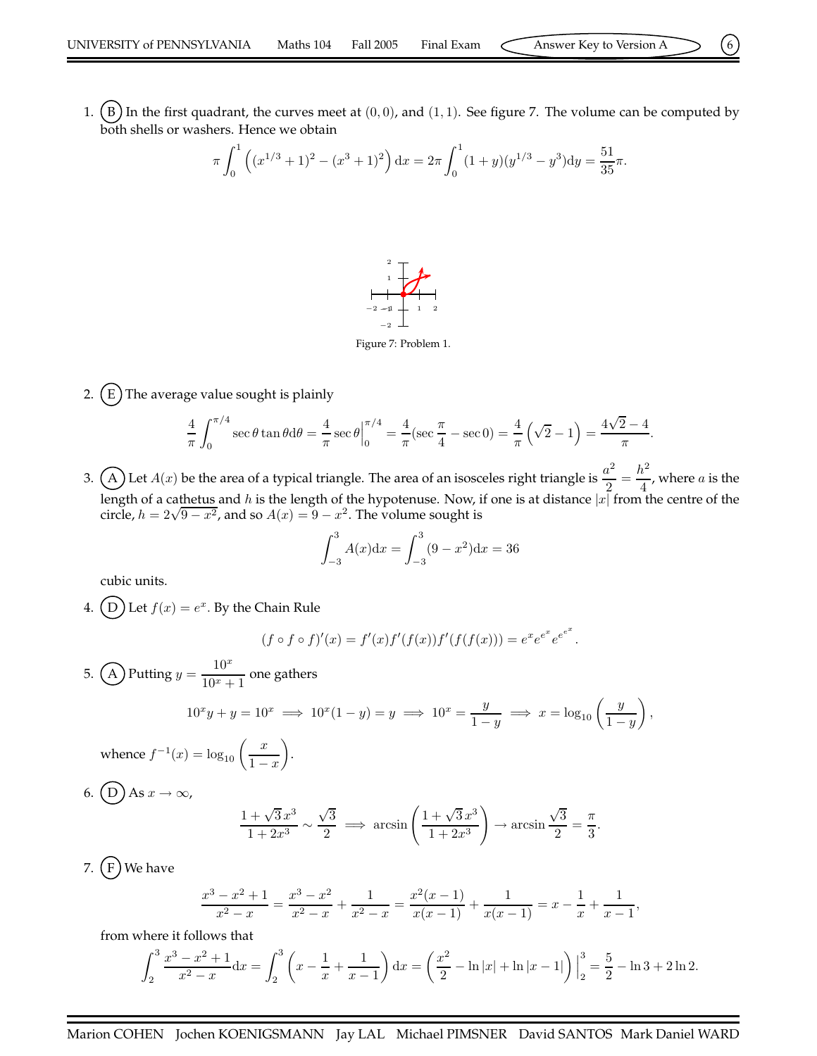1. (B) In the first quadrant, the curves meet at $(0,0)$, and $(1,1)$. See figure 7. The volume can be computed by both shells or washers. Hence we obtain

$$\pi \int_0^1 \left( (x^{1/3}+1)^2 - (x^3+1)^2 \right) \mathrm{d}x = 2\pi \int_0^1 (1+y)(y^{1/3} - y^3)\mathrm{d}y = \frac{51}{35}\pi.$$

Figure 7: Problem 1.

2. (E) The average value sought is plainly

$$\frac{4}{\pi}\int_0^{\pi/4} \sec\theta \tan\theta \mathrm{d}\theta = \frac{4}{\pi}\sec\theta\Big|_0^{\pi/4} = \frac{4}{\pi}(\sec\frac{\pi}{4} - \sec 0) = \frac{4}{\pi}\left(\sqrt{2}-1\right) = \frac{4\sqrt{2}-4}{\pi}.$$

3. (A) Let $A(x)$ be the area of a typical triangle. The area of an isosceles right triangle is $\dfrac{a^2}{2} = \dfrac{h^2}{4}$, where $a$ is the length of a cathetus and $h$ is the length of the hypotenuse. Now, if one is at distance $|x|$ from the centre of the circle, $h = 2\sqrt{9-x^2}$, and so $A(x) = 9 - x^2$. The volume sought is

$$\int_{-3}^{3} A(x)\mathrm{d}x = \int_{-3}^{3}(9-x^2)\mathrm{d}x = 36$$

cubic units.

4. (D) Let $f(x) = e^x$. By the Chain Rule

$$(f\circ f\circ f)'(x) = f'(x)f'(f(x))f'(f(f(x))) = e^x e^{e^x} e^{e^{e^x}}.$$

5. (A) Putting $y = \dfrac{10^x}{10^x+1}$ one gathers

$$10^x y + y = 10^x \implies 10^x(1-y) = y \implies 10^x = \frac{y}{1-y} \implies x = \log_{10}\left(\frac{y}{1-y}\right),$$

whence $f^{-1}(x) = \log_{10}\left(\dfrac{x}{1-x}\right)$.

6. (D) As $x \to \infty$,

$$\frac{1+\sqrt{3}\,x^3}{1+2x^3} \sim \frac{\sqrt{3}}{2} \implies \arcsin\left(\frac{1+\sqrt{3}\,x^3}{1+2x^3}\right) \to \arcsin\frac{\sqrt{3}}{2} = \frac{\pi}{3}.$$

7. (F) We have

$$\frac{x^3-x^2+1}{x^2-x} = \frac{x^3-x^2}{x^2-x} + \frac{1}{x^2-x} = \frac{x^2(x-1)}{x(x-1)} + \frac{1}{x(x-1)} = x - \frac{1}{x} + \frac{1}{x-1},$$

from where it follows that

$$\int_2^3 \frac{x^3-x^2+1}{x^2-x}\mathrm{d}x = \int_2^3\left(x - \frac{1}{x} + \frac{1}{x-1}\right)\mathrm{d}x = \left(\frac{x^2}{2} - \ln|x| + \ln|x-1|\right)\Big|_2^3 = \frac{5}{2} - \ln 3 + 2\ln 2.$$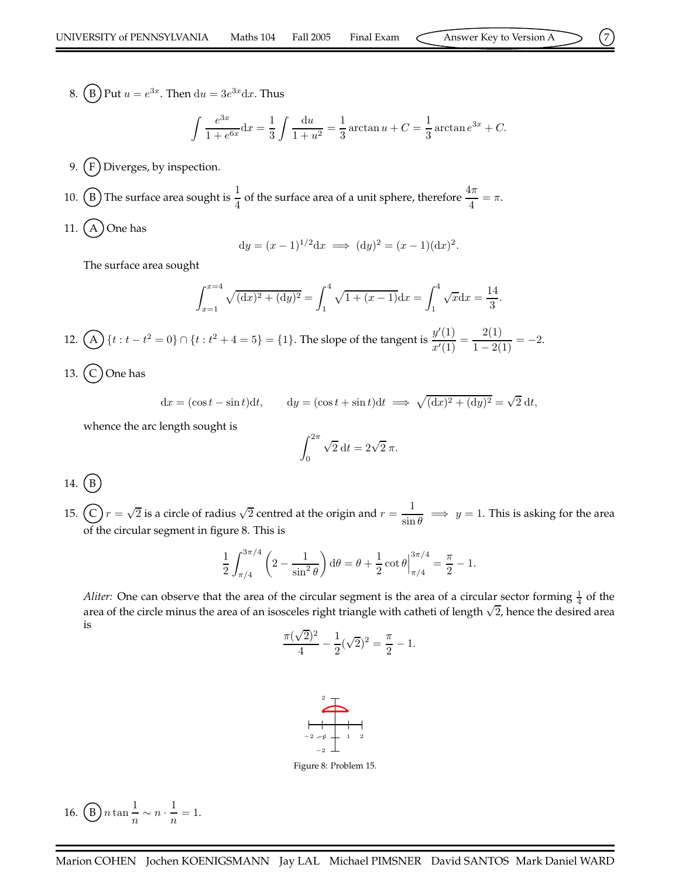8. (B) Put $u = e^{3x}$. Then $\mathrm{d}u = 3e^{3x}\mathrm{d}x$. Thus

$$\int \frac{e^{3x}}{1+e^{6x}}\mathrm{d}x = \frac{1}{3}\int \frac{\mathrm{d}u}{1+u^2} = \frac{1}{3}\arctan u + C = \frac{1}{3}\arctan e^{3x} + C.$$

9. (F) Diverges, by inspection.

10. (B) The surface area sought is $\frac{1}{4}$ of the surface area of a unit sphere, therefore $\frac{4\pi}{4} = \pi$.

11. (A) One has

$$\mathrm{d}y = (x-1)^{1/2}\mathrm{d}x \implies (\mathrm{d}y)^2 = (x-1)(\mathrm{d}x)^2.$$

The surface area sought

$$\int_{x=1}^{x=4} \sqrt{(\mathrm{d}x)^2 + (\mathrm{d}y)^2} = \int_1^4 \sqrt{1+(x-1)}\mathrm{d}x = \int_1^4 \sqrt{x}\mathrm{d}x = \frac{14}{3}.$$

12. (A) $\{t : t - t^2 = 0\} \cap \{t : t^2 + 4 = 5\} = \{1\}$. The slope of the tangent is $\frac{y'(1)}{x'(1)} = \frac{2(1)}{1-2(1)} = -2$.

13. (C) One has

$$\mathrm{d}x = (\cos t - \sin t)\mathrm{d}t, \qquad \mathrm{d}y = (\cos t + \sin t)\mathrm{d}t \implies \sqrt{(\mathrm{d}x)^2 + (\mathrm{d}y)^2} = \sqrt{2}\,\mathrm{d}t,$$

whence the arc length sought is

$$\int_0^{2\pi} \sqrt{2}\,\mathrm{d}t = 2\sqrt{2}\,\pi.$$

14. (B)

15. (C) $r = \sqrt{2}$ is a circle of radius $\sqrt{2}$ centred at the origin and $r = \frac{1}{\sin\theta} \implies y = 1$. This is asking for the area of the circular segment in figure 8. This is

$$\frac{1}{2}\int_{\pi/4}^{3\pi/4} \left(2 - \frac{1}{\sin^2\theta}\right)\mathrm{d}\theta = \theta + \frac{1}{2}\cot\theta\Big|_{\pi/4}^{3\pi/4} = \frac{\pi}{2} - 1.$$

*Aliter:* One can observe that the area of the circular segment is the area of a circular sector forming $\frac{1}{4}$ of the area of the circle minus the area of an isosceles right triangle with catheti of length $\sqrt{2}$, hence the desired area is

$$\frac{\pi(\sqrt{2})^2}{4} - \frac{1}{2}(\sqrt{2})^2 = \frac{\pi}{2} - 1.$$

Figure 8: Problem 15.

16. (B) $n\tan\frac{1}{n} \sim n \cdot \frac{1}{n} = 1.$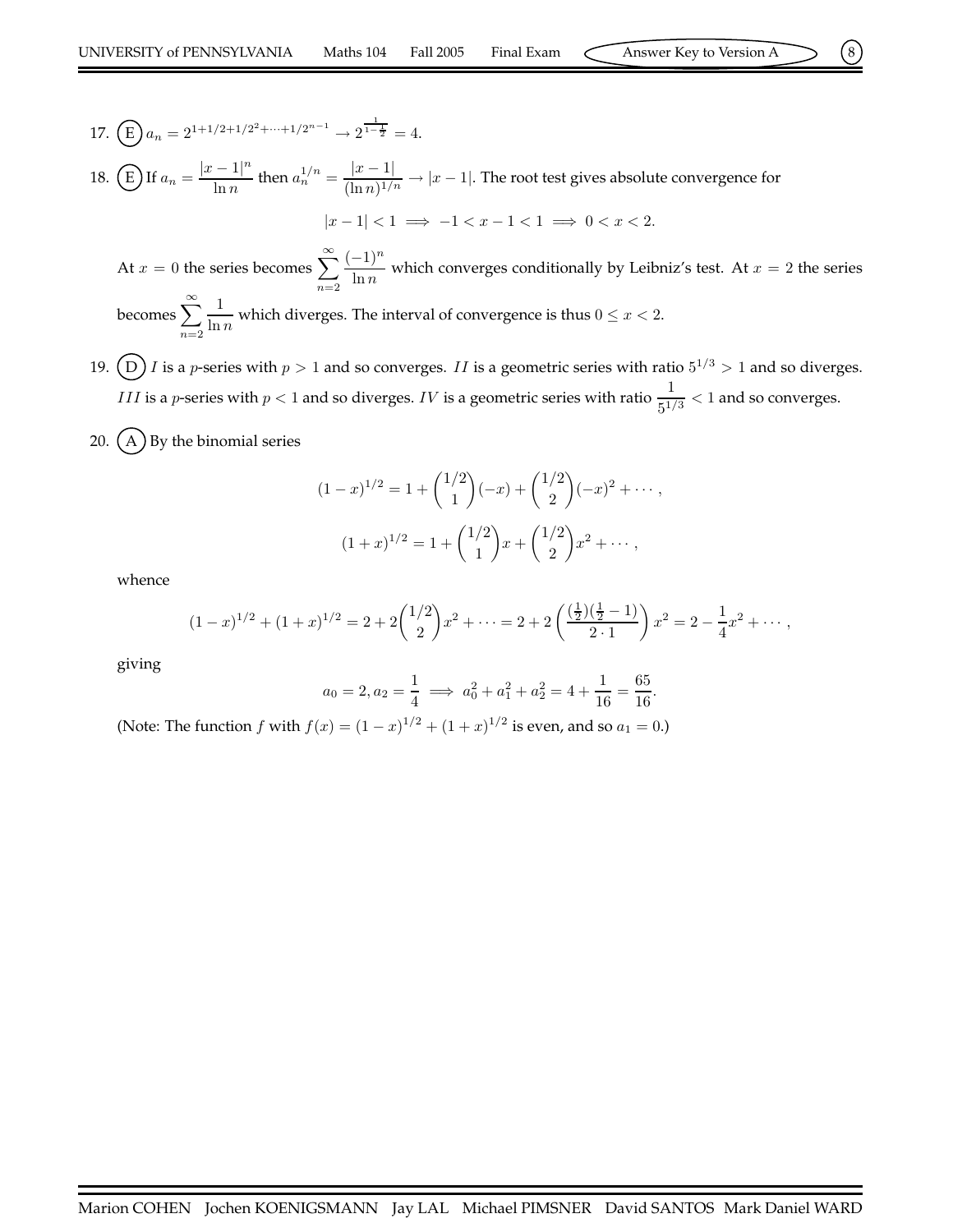17. (E) $a_n = 2^{1+1/2+1/2^2+\cdots+1/2^{n-1}} \to 2^{\frac{1}{1-\frac{1}{2}}} = 4.$

18. (E) If $a_n = \dfrac{|x-1|^n}{\ln n}$ then $a_n^{1/n} = \dfrac{|x-1|}{(\ln n)^{1/n}} \to |x-1|$. The root test gives absolute convergence for

$$|x-1| < 1 \implies -1 < x-1 < 1 \implies 0 < x < 2.$$

At $x = 0$ the series becomes $\displaystyle\sum_{n=2}^{\infty} \frac{(-1)^n}{\ln n}$ which converges conditionally by Leibniz's test. At $x = 2$ the series becomes $\displaystyle\sum_{n=2}^{\infty} \frac{1}{\ln n}$ which diverges. The interval of convergence is thus $0 \le x < 2$.

19. (D) $I$ is a $p$-series with $p > 1$ and so converges. $II$ is a geometric series with ratio $5^{1/3} > 1$ and so diverges. $III$ is a $p$-series with $p < 1$ and so diverges. $IV$ is a geometric series with ratio $\dfrac{1}{5^{1/3}} < 1$ and so converges.

20. (A) By the binomial series

$$(1-x)^{1/2} = 1 + \binom{1/2}{1}(-x) + \binom{1/2}{2}(-x)^2 + \cdots,$$

$$(1+x)^{1/2} = 1 + \binom{1/2}{1}x + \binom{1/2}{2}x^2 + \cdots,$$

whence

$$(1-x)^{1/2} + (1+x)^{1/2} = 2 + 2\binom{1/2}{2}x^2 + \cdots = 2 + 2\left(\frac{(\frac{1}{2})(\frac{1}{2}-1)}{2\cdot 1}\right)x^2 = 2 - \frac{1}{4}x^2 + \cdots,$$

giving

$$a_0 = 2, a_2 = \frac{1}{4} \implies a_0^2 + a_1^2 + a_2^2 = 4 + \frac{1}{16} = \frac{65}{16}.$$

(Note: The function $f$ with $f(x) = (1-x)^{1/2} + (1+x)^{1/2}$ is even, and so $a_1 = 0$.)